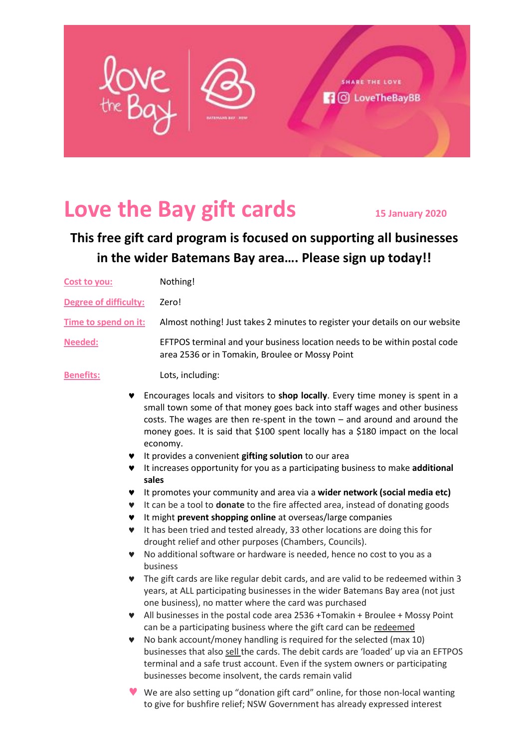love the Bay | SHARE THE LOVE | LoveTheBayBB

# Love the Bay gift cards

15 January 2020

**This free gift card program is focused on supporting all businesses in the wider Batemans Bay area…. Please sign up today!!**

**Cost to you:** Nothing!

**Degree of difficulty:** Zero!

**Time to spend on it:** Almost nothing! Just takes 2 minutes to register your details on our website

**Needed:** EFTPOS terminal and your business location needs to be within postal code area 2536 or in Tomakin, Broulee or Mossy Point

**Benefits:** Lots, including:

- Encourages locals and visitors to **shop locally**. Every time money is spent in a small town some of that money goes back into staff wages and other business costs. The wages are then re-spent in the town – and around and around the money goes. It is said that $100 spent locally has a $180 impact on the local economy.
- It provides a convenient **gifting solution** to our area
- It increases opportunity for you as a participating business to make **additional sales**
- It promotes your community and area via a **wider network (social media etc)**
- It can be a tool to **donate** to the fire affected area, instead of donating goods
- It might **prevent shopping online** at overseas/large companies
- It has been tried and tested already, 33 other locations are doing this for drought relief and other purposes (Chambers, Councils).
- No additional software or hardware is needed, hence no cost to you as a business
- The gift cards are like regular debit cards, and are valid to be redeemed within 3 years, at ALL participating businesses in the wider Batemans Bay area (not just one business), no matter where the card was purchased
- All businesses in the postal code area 2536 +Tomakin + Broulee + Mossy Point can be a participating business where the gift card can be redeemed
- No bank account/money handling is required for the selected (max 10) businesses that also sell the cards. The debit cards are 'loaded' up via an EFTPOS terminal and a safe trust account. Even if the system owners or participating businesses become insolvent, the cards remain valid
- We are also setting up "donation gift card" online, for those non-local wanting to give for bushfire relief; NSW Government has already expressed interest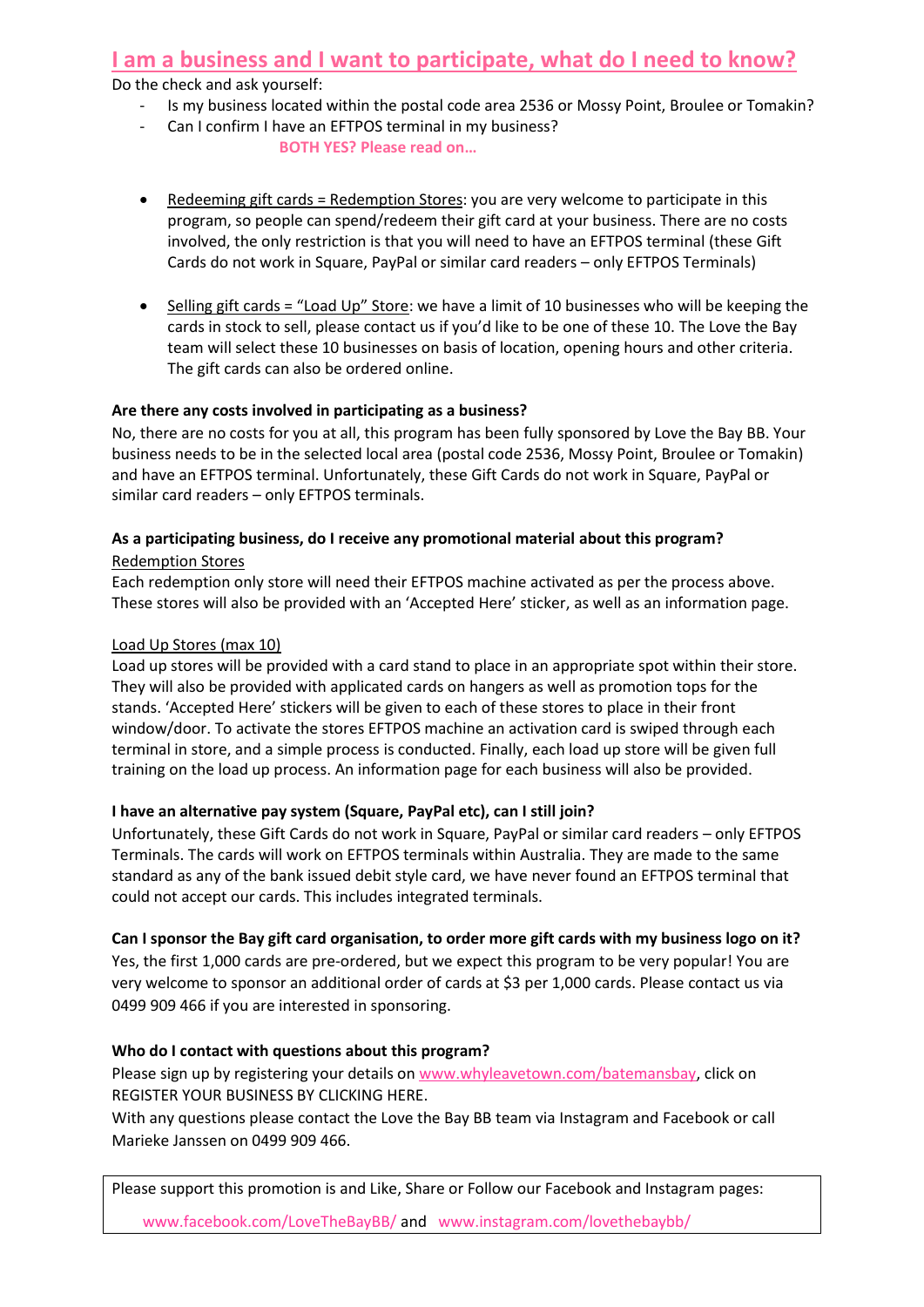# I am a business and I want to participate, what do I need to know?

Do the check and ask yourself:

- Is my business located within the postal code area 2536 or Mossy Point, Broulee or Tomakin?
- Can I confirm I have an EFTPOS terminal in my business?

**BOTH YES? Please read on…**

- Redeeming gift cards = Redemption Stores: you are very welcome to participate in this program, so people can spend/redeem their gift card at your business. There are no costs involved, the only restriction is that you will need to have an EFTPOS terminal (these Gift Cards do not work in Square, PayPal or similar card readers – only EFTPOS Terminals)
- Selling gift cards = "Load Up" Store: we have a limit of 10 businesses who will be keeping the cards in stock to sell, please contact us if you'd like to be one of these 10. The Love the Bay team will select these 10 businesses on basis of location, opening hours and other criteria. The gift cards can also be ordered online.

**Are there any costs involved in participating as a business?**

No, there are no costs for you at all, this program has been fully sponsored by Love the Bay BB. Your business needs to be in the selected local area (postal code 2536, Mossy Point, Broulee or Tomakin) and have an EFTPOS terminal. Unfortunately, these Gift Cards do not work in Square, PayPal or similar card readers – only EFTPOS terminals.

**As a participating business, do I receive any promotional material about this program?**

Redemption Stores

Each redemption only store will need their EFTPOS machine activated as per the process above. These stores will also be provided with an 'Accepted Here' sticker, as well as an information page.

Load Up Stores (max 10)

Load up stores will be provided with a card stand to place in an appropriate spot within their store. They will also be provided with applicated cards on hangers as well as promotion tops for the stands. 'Accepted Here' stickers will be given to each of these stores to place in their front window/door. To activate the stores EFTPOS machine an activation card is swiped through each terminal in store, and a simple process is conducted. Finally, each load up store will be given full training on the load up process. An information page for each business will also be provided.

**I have an alternative pay system (Square, PayPal etc), can I still join?**

Unfortunately, these Gift Cards do not work in Square, PayPal or similar card readers – only EFTPOS Terminals. The cards will work on EFTPOS terminals within Australia. They are made to the same standard as any of the bank issued debit style card, we have never found an EFTPOS terminal that could not accept our cards. This includes integrated terminals.

**Can I sponsor the Bay gift card organisation, to order more gift cards with my business logo on it?**

Yes, the first 1,000 cards are pre-ordered, but we expect this program to be very popular! You are very welcome to sponsor an additional order of cards at $3 per 1,000 cards. Please contact us via 0499 909 466 if you are interested in sponsoring.

**Who do I contact with questions about this program?**

Please sign up by registering your details on www.whyleavetown.com/batemansbay, click on REGISTER YOUR BUSINESS BY CLICKING HERE.

With any questions please contact the Love the Bay BB team via Instagram and Facebook or call Marieke Janssen on 0499 909 466.

Please support this promotion is and Like, Share or Follow our Facebook and Instagram pages:

www.facebook.com/LoveTheBayBB/ and www.instagram.com/lovethebaybb/